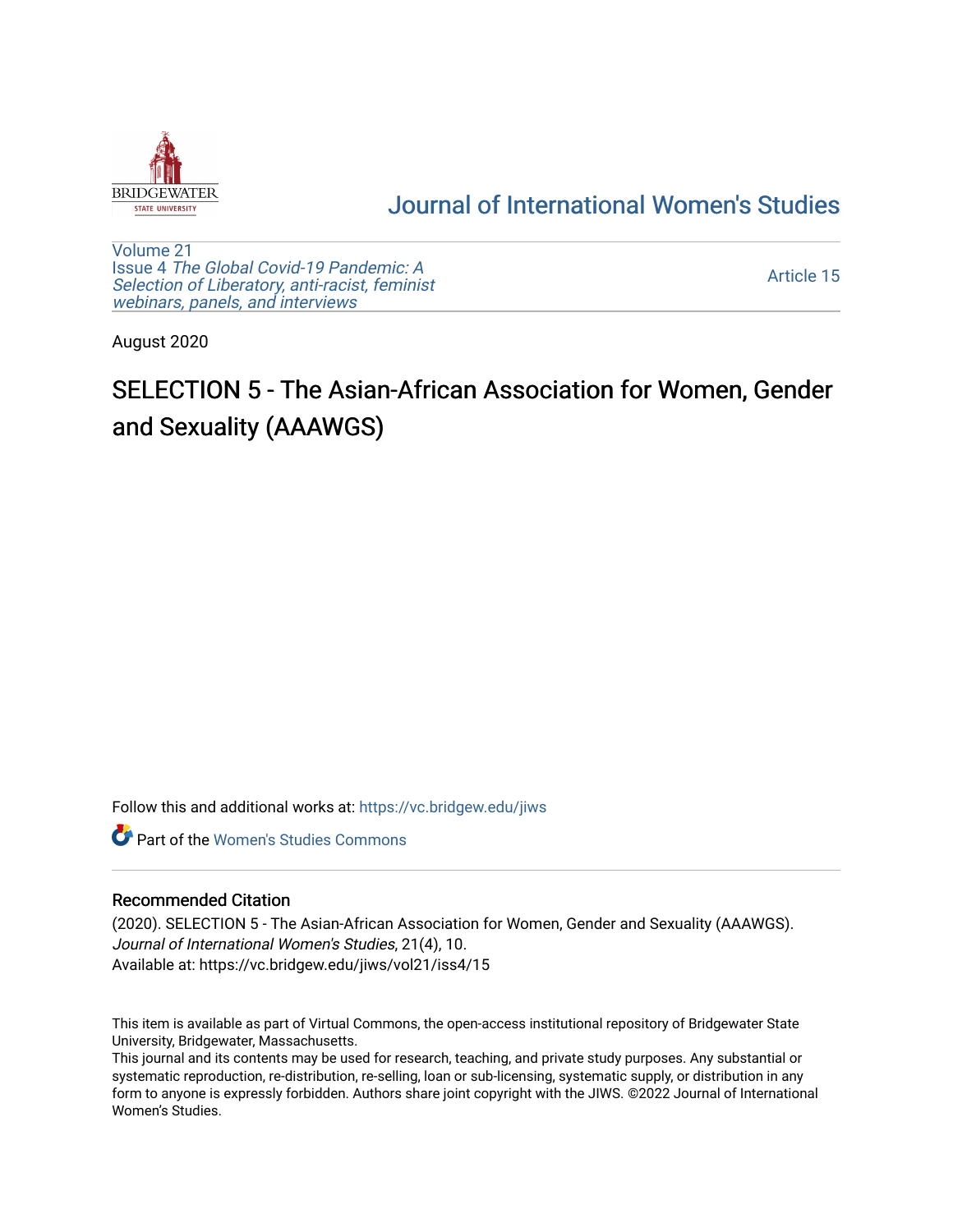Journal of International Women's Studies

Volume 21
Issue 4 *The Global Covid-19 Pandemic: A Selection of Liberatory, anti-racist, feminist webinars, panels, and interviews*

Article 15

August 2020

# SELECTION 5 - The Asian-African Association for Women, Gender and Sexuality (AAAWGS)

Follow this and additional works at: https://vc.bridgew.edu/jiws

Part of the Women's Studies Commons

### Recommended Citation

(2020). SELECTION 5 - The Asian-African Association for Women, Gender and Sexuality (AAAWGS). *Journal of International Women's Studies*, 21(4), 10.
Available at: https://vc.bridgew.edu/jiws/vol21/iss4/15

This item is available as part of Virtual Commons, the open-access institutional repository of Bridgewater State University, Bridgewater, Massachusetts.
This journal and its contents may be used for research, teaching, and private study purposes. Any substantial or systematic reproduction, re-distribution, re-selling, loan or sub-licensing, systematic supply, or distribution in any form to anyone is expressly forbidden. Authors share joint copyright with the JIWS. ©2022 Journal of International Women's Studies.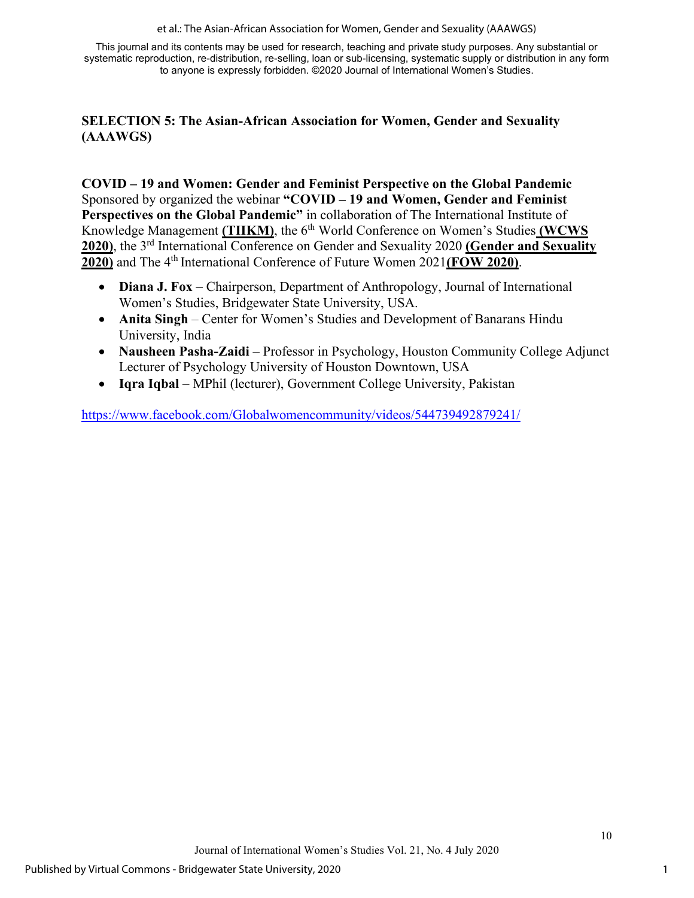This journal and its contents may be used for research, teaching and private study purposes. Any substantial or systematic reproduction, re-distribution, re-selling, loan or sub-licensing, systematic supply or distribution in any form to anyone is expressly forbidden. ©2020 Journal of International Women's Studies.

## SELECTION 5: The Asian-African Association for Women, Gender and Sexuality (AAAWGS)

**COVID – 19 and Women: Gender and Feminist Perspective on the Global Pandemic**
Sponsored by organized the webinar **"COVID – 19 and Women, Gender and Feminist Perspectives on the Global Pandemic"** in collaboration of The International Institute of Knowledge Management **(TIIKM)**, the 6th World Conference on Women's Studies **(WCWS 2020)**, the 3rd International Conference on Gender and Sexuality 2020 **(Gender and Sexuality 2020)** and The 4th International Conference of Future Women 2021**(FOW 2020)**.

- **Diana J. Fox** – Chairperson, Department of Anthropology, Journal of International Women's Studies, Bridgewater State University, USA.
- **Anita Singh** – Center for Women's Studies and Development of Banarans Hindu University, India
- **Nausheen Pasha-Zaidi** – Professor in Psychology, Houston Community College Adjunct Lecturer of Psychology University of Houston Downtown, USA
- **Iqra Iqbal** – MPhil (lecturer), Government College University, Pakistan

https://www.facebook.com/Globalwomencommunity/videos/544739492879241/